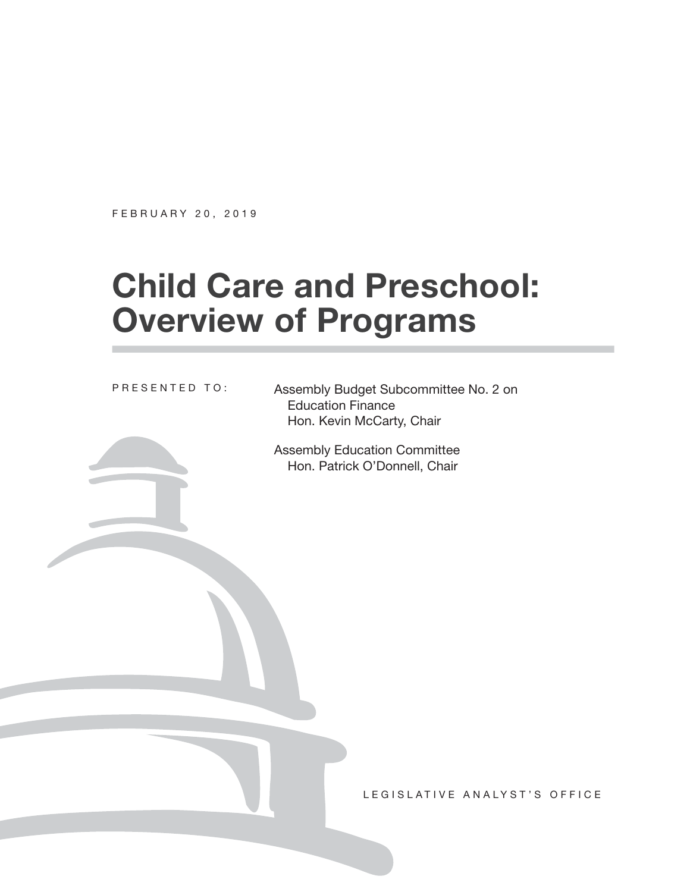FEBRUARY 20, 2019

# Child Care and Preschool: Overview of Programs

PRESENTED TO:

Assembly Budget Subcommittee No. 2 on Education Finance
Hon. Kevin McCarty, Chair

Assembly Education Committee
Hon. Patrick O'Donnell, Chair

LEGISLATIVE ANALYST'S OFFICE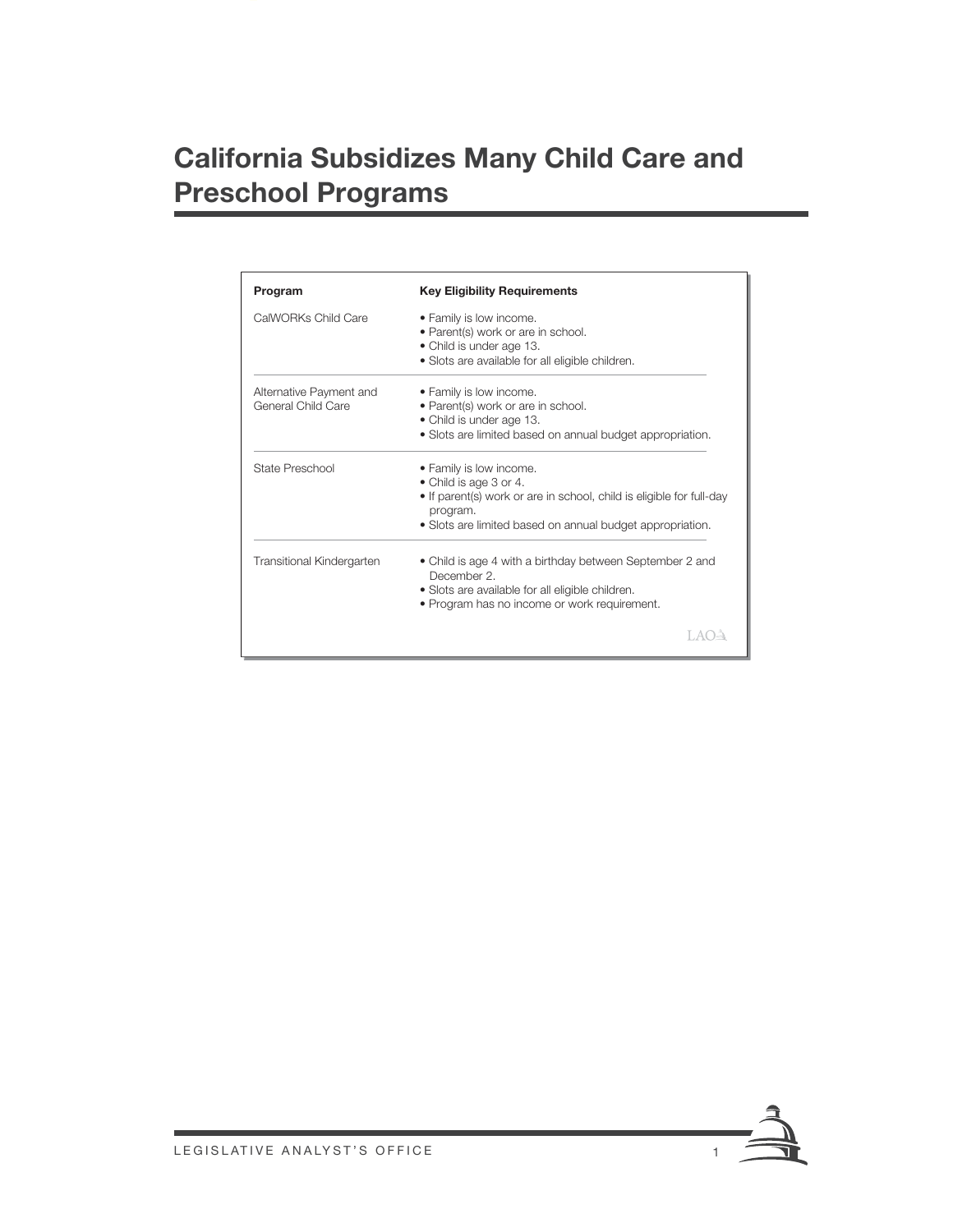# California Subsidizes Many Child Care and Preschool Programs

| Program | Key Eligibility Requirements |
| --- | --- |
| CalWORKs Child Care | • Family is low income.<br>• Parent(s) work or are in school.<br>• Child is under age 13.<br>• Slots are available for all eligible children. |
| Alternative Payment and General Child Care | • Family is low income.<br>• Parent(s) work or are in school.<br>• Child is under age 13.<br>• Slots are limited based on annual budget appropriation. |
| State Preschool | • Family is low income.<br>• Child is age 3 or 4.<br>• If parent(s) work or are in school, child is eligible for full-day program.<br>• Slots are limited based on annual budget appropriation. |
| Transitional Kindergarten | • Child is age 4 with a birthday between September 2 and December 2.<br>• Slots are available for all eligible children.<br>• Program has no income or work requirement. |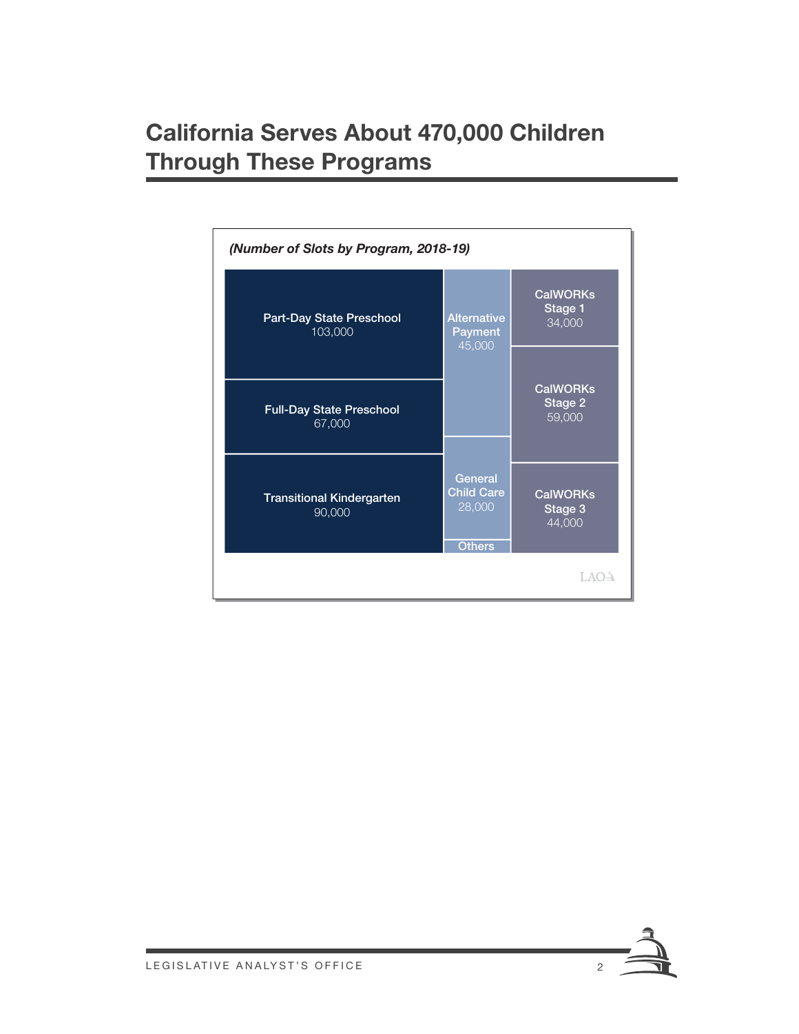# California Serves About 470,000 Children Through These Programs

*(Number of Slots by Program, 2018-19)*

Part-Day State Preschool
103,000

Full-Day State Preschool
67,000

Transitional Kindergarten
90,000

Alternative Payment
45,000

General Child Care
28,000

Others

CalWORKs Stage 1
34,000

CalWORKs Stage 2
59,000

CalWORKs Stage 3
44,000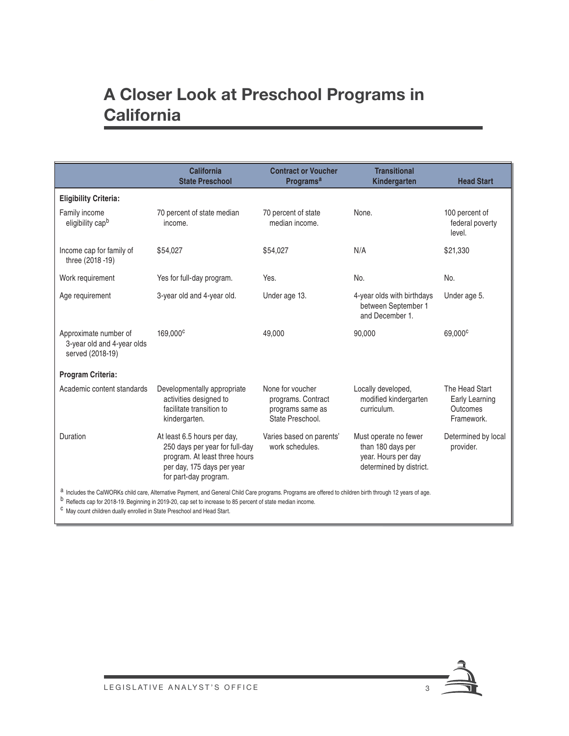# A Closer Look at Preschool Programs in California

| | California State Preschool | Contract or Voucher Programs[a] | Transitional Kindergarten | Head Start |
|---|---|---|---|---|
| **Eligibility Criteria:** | | | | |
| Family income eligibility cap[b] | 70 percent of state median income. | 70 percent of state median income. | None. | 100 percent of federal poverty level. |
| Income cap for family of three (2018 -19) | $54,027 | $54,027 | N/A | $21,330 |
| Work requirement | Yes for full-day program. | Yes. | No. | No. |
| Age requirement | 3-year old and 4-year old. | Under age 13. | 4-year olds with birthdays between September 1 and December 1. | Under age 5. |
| Approximate number of 3-year old and 4-year olds served (2018-19) | 169,000[c] | 49,000 | 90,000 | 69,000[c] |
| **Program Criteria:** | | | | |
| Academic content standards | Developmentally appropriate activities designed to facilitate transition to kindergarten. | None for voucher programs. Contract programs same as State Preschool. | Locally developed, modified kindergarten curriculum. | The Head Start Early Learning Outcomes Framework. |
| Duration | At least 6.5 hours per day, 250 days per year for full-day program. At least three hours per day, 175 days per year for part-day program. | Varies based on parents' work schedules. | Must operate no fewer than 180 days per year. Hours per day determined by district. | Determined by local provider. |

[a] Includes the CalWORKs child care, Alternative Payment, and General Child Care programs. Programs are offered to children birth through 12 years of age.

[b] Reflects cap for 2018-19. Beginning in 2019-20, cap set to increase to 85 percent of state median income.

[c] May count children dually enrolled in State Preschool and Head Start.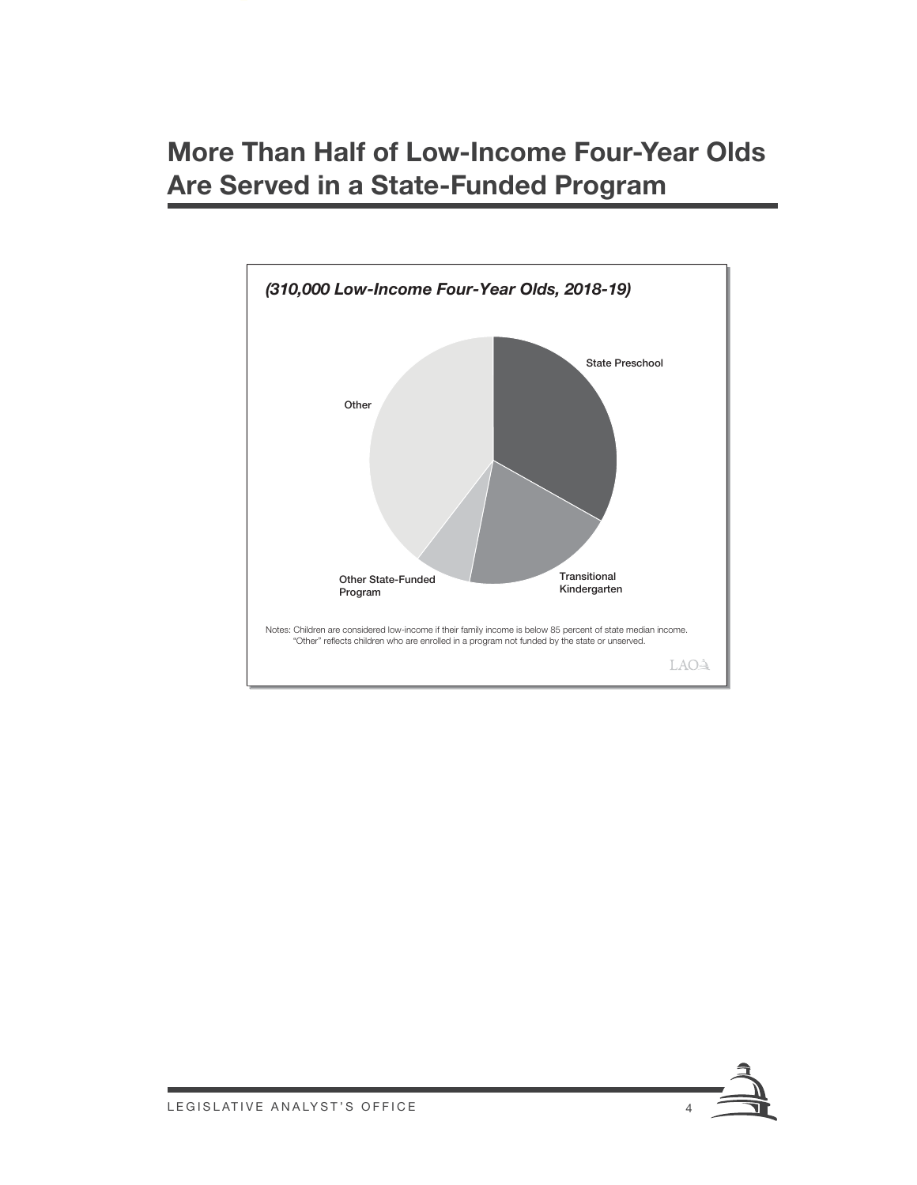# More Than Half of Low-Income Four-Year Olds Are Served in a State-Funded Program

*(310,000 Low-Income Four-Year Olds, 2018-19)*

State Preschool

Transitional Kindergarten

Other State-Funded Program

Other

Notes: Children are considered low-income if their family income is below 85 percent of state median income.
"Other" reflects children who are enrolled in a program not funded by the state or unserved.